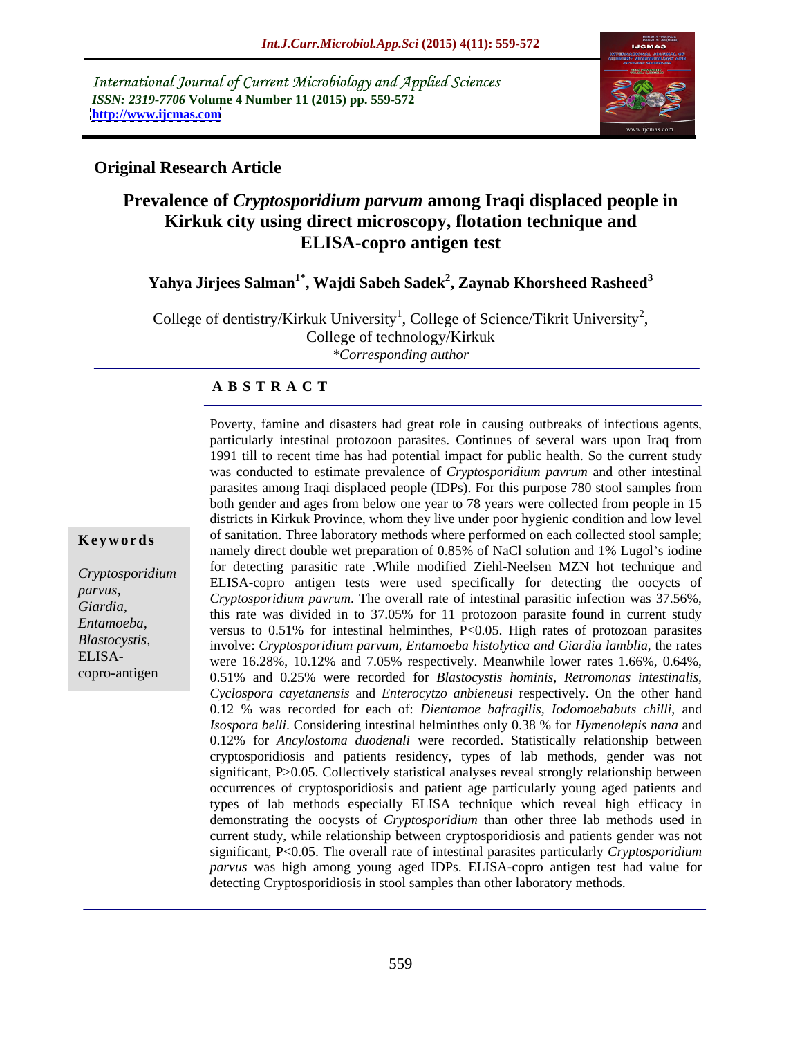International Journal of Current Microbiology and Applied Sciences
*ISSN: 2319-7706* **Volume 4 Number 11 (2015) pp. 559-572**
**http://www.ijcmas.com**

**Original Research Article**

# Prevalence of *Cryptosporidium parvum* among Iraqi displaced people in Kirkuk city using direct microscopy, flotation technique and ELISA-copro antigen test

**Yahya Jirjees Salman[1*], Wajdi Sabeh Sadek[2], Zaynab Khorsheed Rasheed[3]**

College of dentistry/Kirkuk University[1], College of Science/Tikrit University[2],
College of technology/Kirkuk
*\*Corresponding author*

## A B S T R A C T

**Keywords**

*Cryptosporidium parvus,*
*Giardia,*
*Entamoeba,*
*Blastocystis,*
ELISA-copro-antigen

Poverty, famine and disasters had great role in causing outbreaks of infectious agents, particularly intestinal protozoon parasites. Continues of several wars upon Iraq from 1991 till to recent time has had potential impact for public health. So the current study was conducted to estimate prevalence of *Cryptosporidium pavrum* and other intestinal parasites among Iraqi displaced people (IDPs). For this purpose 780 stool samples from both gender and ages from below one year to 78 years were collected from people in 15 districts in Kirkuk Province, whom they live under poor hygienic condition and low level of sanitation. Three laboratory methods where performed on each collected stool sample; namely direct double wet preparation of 0.85% of NaCl solution and 1% Lugol's iodine for detecting parasitic rate .While modified Ziehl-Neelsen MZN hot technique and ELISA-copro antigen tests were used specifically for detecting the oocycts of *Cryptosporidium pavrum*. The overall rate of intestinal parasitic infection was 37.56%, this rate was divided in to 37.05% for 11 protozoon parasite found in current study versus to 0.51% for intestinal helminthes, P<0.05. High rates of protozoan parasites involve: *Cryptosporidium parvum, Entamoeba histolytica and Giardia lamblia*, the rates were 16.28%, 10.12% and 7.05% respectively. Meanwhile lower rates 1.66%, 0.64%, 0.51% and 0.25% were recorded for *Blastocystis hominis, Retromonas intestinalis, Cyclospora cayetanensis* and *Enterocytzo anbieneusi* respectively. On the other hand 0.12 % was recorded for each of: *Dientamoe bafragilis, Iodomoebabuts chilli*, and *Isospora belli*. Considering intestinal helminthes only 0.38 % for *Hymenolepis nana* and 0.12% for *Ancylostoma duodenali* were recorded. Statistically relationship between cryptosporidiosis and patients residency, types of lab methods, gender was not significant, P>0.05. Collectively statistical analyses reveal strongly relationship between occurrences of cryptosporidiosis and patient age particularly young aged patients and types of lab methods especially ELISA technique which reveal high efficacy in demonstrating the oocysts of *Cryptosporidium* than other three lab methods used in current study, while relationship between cryptosporidiosis and patients gender was not significant, P<0.05. The overall rate of intestinal parasites particularly *Cryptosporidium parvus* was high among young aged IDPs. ELISA-copro antigen test had value for detecting Cryptosporidiosis in stool samples than other laboratory methods.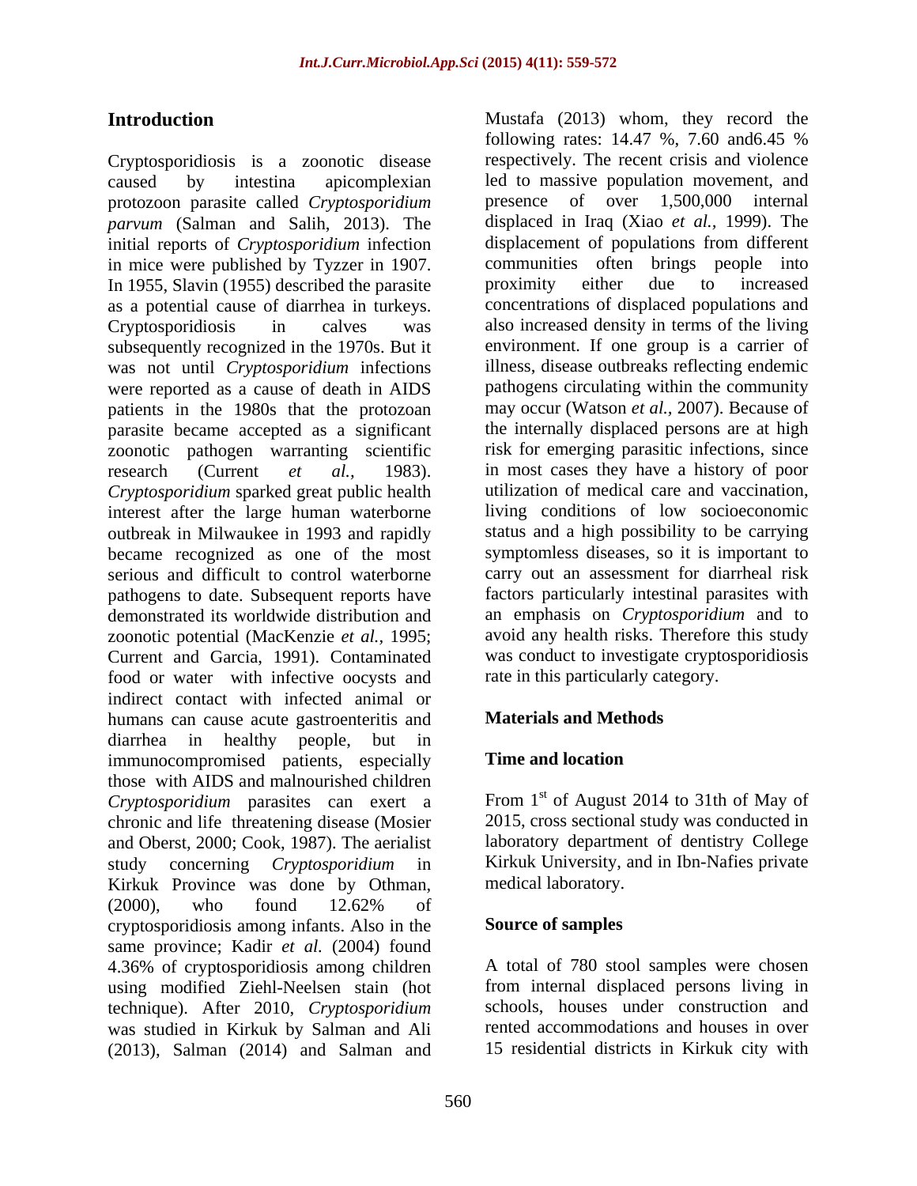## Introduction

Cryptosporidiosis is a zoonotic disease caused by intestina apicomplexian protozoon parasite called *Cryptosporidium parvum* (Salman and Salih, 2013). The initial reports of *Cryptosporidium* infection in mice were published by Tyzzer in 1907. In 1955, Slavin (1955) described the parasite as a potential cause of diarrhea in turkeys. Cryptosporidiosis in calves was subsequently recognized in the 1970s. But it was not until *Cryptosporidium* infections were reported as a cause of death in AIDS patients in the 1980s that the protozoan parasite became accepted as a significant zoonotic pathogen warranting scientific research (Current *et al.*, 1983). *Cryptosporidium* sparked great public health interest after the large human waterborne outbreak in Milwaukee in 1993 and rapidly became recognized as one of the most serious and difficult to control waterborne pathogens to date. Subsequent reports have demonstrated its worldwide distribution and zoonotic potential (MacKenzie *et al.,* 1995; Current and Garcia, 1991). Contaminated food or water with infective oocysts and indirect contact with infected animal or humans can cause acute gastroenteritis and diarrhea in healthy people, but in immunocompromised patients, especially those with AIDS and malnourished children *Cryptosporidium* parasites can exert a chronic and life threatening disease (Mosier and Oberst, 2000; Cook, 1987). The aerialist study concerning *Cryptosporidium* in Kirkuk Province was done by Othman, (2000), who found 12.62% of cryptosporidiosis among infants. Also in the same province; Kadir *et al.* (2004) found 4.36% of cryptosporidiosis among children using modified Ziehl-Neelsen stain (hot technique). After 2010, *Cryptosporidium* was studied in Kirkuk by Salman and Ali (2013), Salman (2014) and Salman and Mustafa (2013) whom, they record the following rates: 14.47 %, 7.60 and6.45 % respectively. The recent crisis and violence led to massive population movement, and presence of over 1,500,000 internal displaced in Iraq (Xiao *et al.,* 1999). The displacement of populations from different communities often brings people into proximity either due to increased concentrations of displaced populations and also increased density in terms of the living environment. If one group is a carrier of illness, disease outbreaks reflecting endemic pathogens circulating within the community may occur (Watson *et al.,* 2007). Because of the internally displaced persons are at high risk for emerging parasitic infections, since in most cases they have a history of poor utilization of medical care and vaccination, living conditions of low socioeconomic status and a high possibility to be carrying symptomless diseases, so it is important to carry out an assessment for diarrheal risk factors particularly intestinal parasites with an emphasis on *Cryptosporidium* and to avoid any health risks. Therefore this study was conduct to investigate cryptosporidiosis rate in this particularly category.

## Materials and Methods

### Time and location

From 1st of August 2014 to 31th of May of 2015, cross sectional study was conducted in laboratory department of dentistry College Kirkuk University, and in Ibn-Nafies private medical laboratory.

### Source of samples

A total of 780 stool samples were chosen from internal displaced persons living in schools, houses under construction and rented accommodations and houses in over 15 residential districts in Kirkuk city with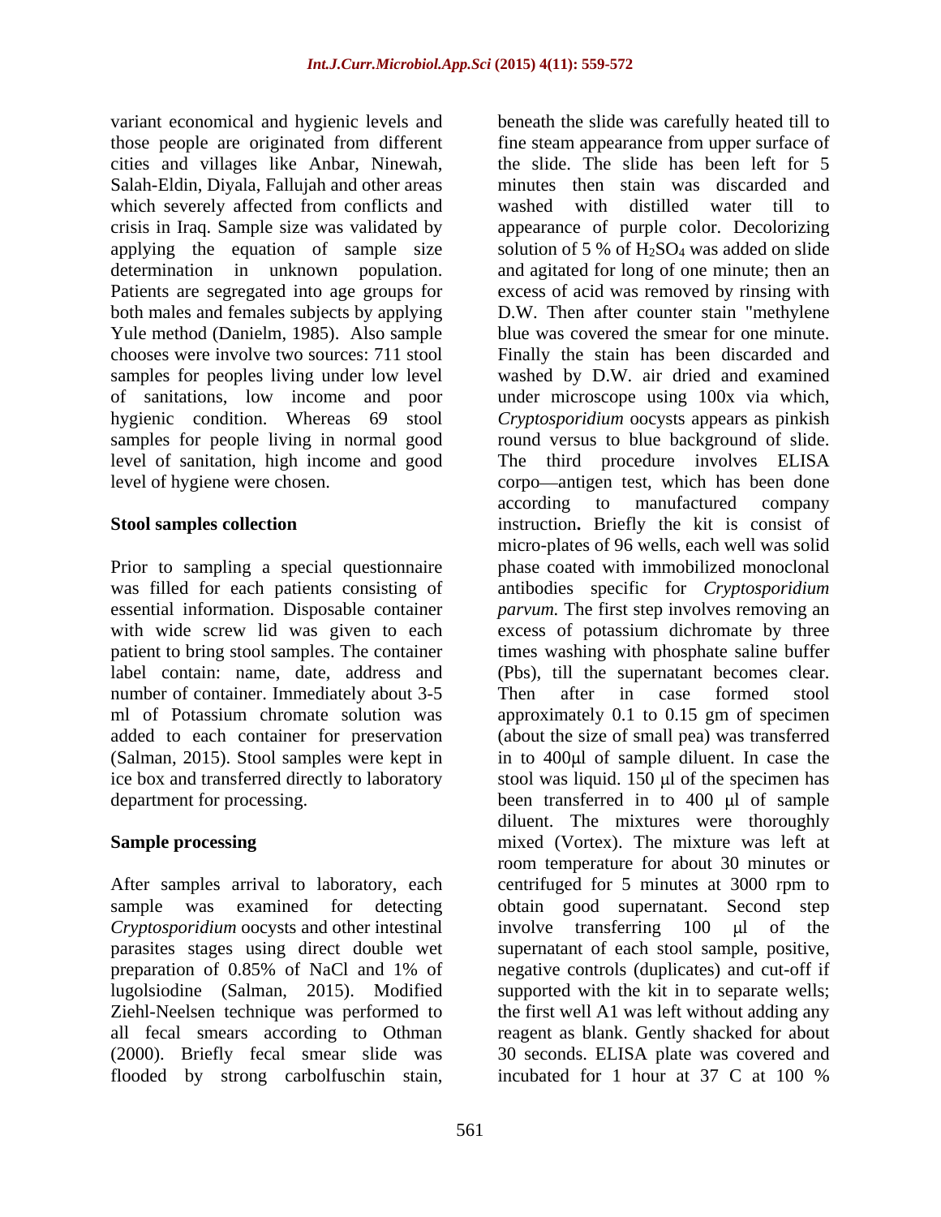variant economical and hygienic levels and those people are originated from different cities and villages like Anbar, Ninewah, Salah-Eldin, Diyala, Fallujah and other areas which severely affected from conflicts and crisis in Iraq. Sample size was validated by applying the equation of sample size determination in unknown population. Patients are segregated into age groups for both males and females subjects by applying Yule method (Danielm, 1985). Also sample chooses were involve two sources: 711 stool samples for peoples living under low level of sanitations, low income and poor hygienic condition. Whereas 69 stool samples for people living in normal good level of sanitation, high income and good level of hygiene were chosen.

**Stool samples collection**

Prior to sampling a special questionnaire was filled for each patients consisting of essential information. Disposable container with wide screw lid was given to each patient to bring stool samples. The container label contain: name, date, address and number of container. Immediately about 3-5 ml of Potassium chromate solution was added to each container for preservation (Salman, 2015). Stool samples were kept in ice box and transferred directly to laboratory department for processing.

**Sample processing**

After samples arrival to laboratory, each sample was examined for detecting *Cryptosporidium* oocysts and other intestinal parasites stages using direct double wet preparation of 0.85% of NaCl and 1% of lugolsiodine (Salman, 2015). Modified Ziehl-Neelsen technique was performed to all fecal smears according to Othman (2000). Briefly fecal smear slide was flooded by strong carbolfuschin stain, beneath the slide was carefully heated till to fine steam appearance from upper surface of the slide. The slide has been left for 5 minutes then stain was discarded and washed with distilled water till to appearance of purple color. Decolorizing solution of 5 % of $H_2SO_4$ was added on slide and agitated for long of one minute; then an excess of acid was removed by rinsing with D.W. Then after counter stain "methylene blue was covered the smear for one minute. Finally the stain has been discarded and washed by D.W. air dried and examined under microscope using 100x via which, *Cryptosporidium* oocysts appears as pinkish round versus to blue background of slide. The third procedure involves ELISA corpo—antigen test, which has been done according to manufactured company instruction**.** Briefly the kit is consist of micro-plates of 96 wells, each well was solid phase coated with immobilized monoclonal antibodies specific for *Cryptosporidium parvum.* The first step involves removing an excess of potassium dichromate by three times washing with phosphate saline buffer (Pbs), till the supernatant becomes clear. Then after in case formed stool approximately 0.1 to 0.15 gm of specimen (about the size of small pea) was transferred in to 400μl of sample diluent. In case the stool was liquid. 150 μl of the specimen has been transferred in to 400 μl of sample diluent. The mixtures were thoroughly mixed (Vortex). The mixture was left at room temperature for about 30 minutes or centrifuged for 5 minutes at 3000 rpm to obtain good supernatant. Second step involve transferring 100 μl of the supernatant of each stool sample, positive, negative controls (duplicates) and cut-off if supported with the kit in to separate wells; the first well A1 was left without adding any reagent as blank. Gently shacked for about 30 seconds. ELISA plate was covered and incubated for 1 hour at 37 C at 100 %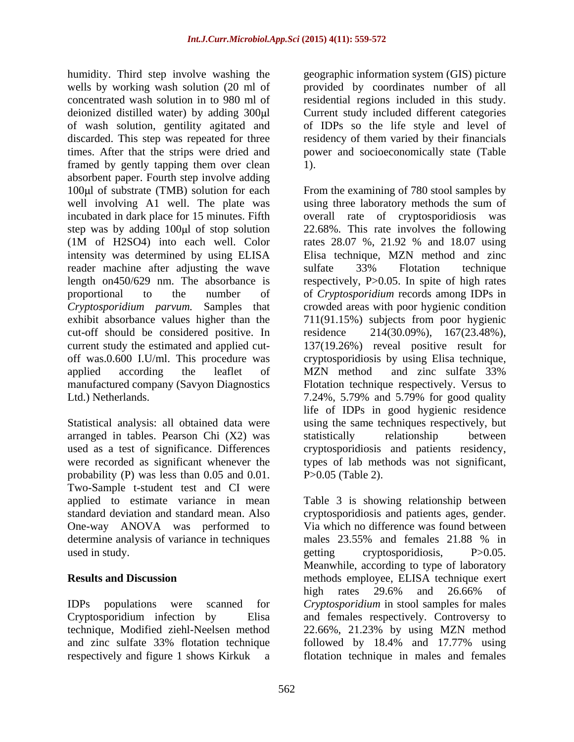humidity. Third step involve washing the wells by working wash solution (20 ml of concentrated wash solution in to 980 ml of deionized distilled water) by adding 300μl of wash solution, gentility agitated and discarded. This step was repeated for three times. After that the strips were dried and framed by gently tapping them over clean absorbent paper. Fourth step involve adding 100μl of substrate (TMB) solution for each well involving A1 well. The plate was incubated in dark place for 15 minutes. Fifth step was by adding 100μl of stop solution (1M of $H_2SO_4$) into each well. Color intensity was determined by using ELISA reader machine after adjusting the wave length on450/629 nm. The absorbance is proportional to the number of *Cryptosporidium parvum.* Samples that exhibit absorbance values higher than the cut-off should be considered positive. In current study the estimated and applied cut-off was.0.600 I.U/ml. This procedure was applied according the leaflet of manufactured company (Savyon Diagnostics Ltd.) Netherlands.

Statistical analysis: all obtained data were arranged in tables. Pearson Chi ($X2$) was used as a test of significance. Differences were recorded as significant whenever the probability (P) was less than 0.05 and 0.01. Two-Sample t-student test and CI were applied to estimate variance in mean standard deviation and standard mean. Also One-way ANOVA was performed to determine analysis of variance in techniques used in study.

## Results and Discussion

IDPs populations were scanned for Cryptosporidium infection by Elisa technique, Modified ziehl-Neelsen method and zinc sulfate 33% flotation technique respectively and figure 1 shows Kirkuk a geographic information system (GIS) picture provided by coordinates number of all residential regions included in this study. Current study included different categories of IDPs so the life style and level of residency of them varied by their financials power and socioeconomically state (Table 1).

From the examining of 780 stool samples by using three laboratory methods the sum of overall rate of cryptosporidiosis was 22.68%. This rate involves the following rates 28.07 %, 21.92 % and 18.07 using Elisa technique, MZN method and zinc sulfate 33% Flotation technique respectively, P>0.05. In spite of high rates of *Cryptosporidium* records among IDPs in crowded areas with poor hygienic condition 711(91.15%) subjects from poor hygienic residence 214(30.09%), 167(23.48%), 137(19.26%) reveal positive result for cryptosporidiosis by using Elisa technique, MZN method and zinc sulfate 33% Flotation technique respectively. Versus to 7.24%, 5.79% and 5.79% for good quality life of IDPs in good hygienic residence using the same techniques respectively, but statistically relationship between cryptosporidiosis and patients residency, types of lab methods was not significant, P>0.05 (Table 2).

Table 3 is showing relationship between cryptosporidiosis and patients ages, gender. Via which no difference was found between males 23.55% and females 21.88 % in getting cryptosporidiosis, P>0.05. Meanwhile, according to type of laboratory methods employee, ELISA technique exert high rates 29.6% and 26.66% of *Cryptosporidium* in stool samples for males and females respectively. Controversy to 22.66%, 21.23% by using MZN method followed by 18.4% and 17.77% using flotation technique in males and females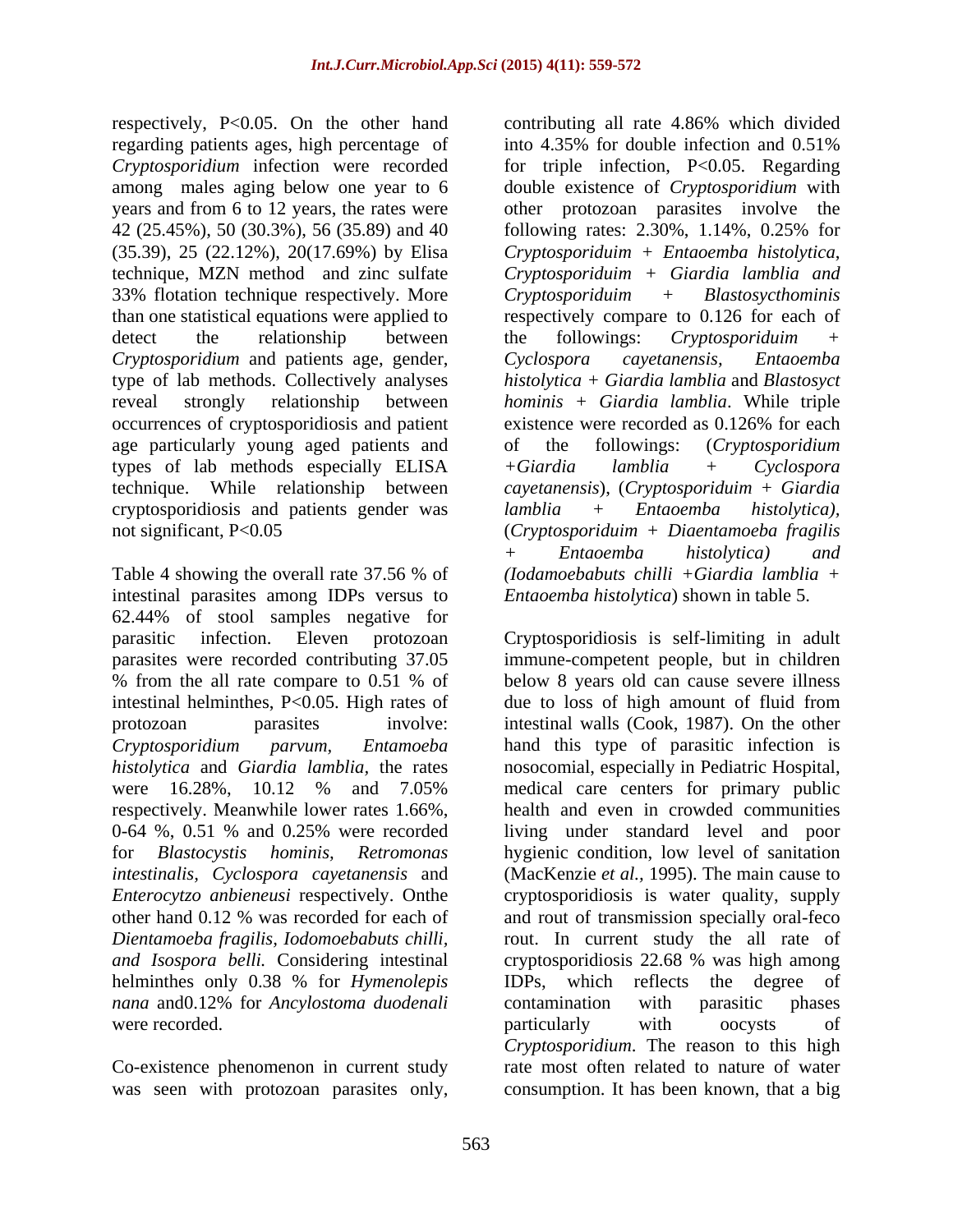respectively, P<0.05. On the other hand regarding patients ages, high percentage of *Cryptosporidium* infection were recorded among males aging below one year to 6 years and from 6 to 12 years, the rates were 42 (25.45%), 50 (30.3%), 56 (35.89) and 40 (35.39), 25 (22.12%), 20(17.69%) by Elisa technique, MZN method and zinc sulfate 33% flotation technique respectively. More than one statistical equations were applied to detect the relationship between *Cryptosporidium* and patients age, gender, type of lab methods. Collectively analyses reveal strongly relationship between occurrences of cryptosporidiosis and patient age particularly young aged patients and types of lab methods especially ELISA technique. While relationship between cryptosporidiosis and patients gender was not significant, P<0.05

Table 4 showing the overall rate 37.56 % of intestinal parasites among IDPs versus to 62.44% of stool samples negative for parasitic infection. Eleven protozoan parasites were recorded contributing 37.05 % from the all rate compare to 0.51 % of intestinal helminthes, P<0.05. High rates of protozoan parasites involve: *Cryptosporidium parvum, Entamoeba histolytica* and *Giardia lamblia,* the rates were 16.28%, 10.12 % and 7.05% respectively. Meanwhile lower rates 1.66%, 0-64 %, 0.51 % and 0.25% were recorded for *Blastocystis hominis, Retromonas intestinalis, Cyclospora cayetanensis* and *Enterocytzo anbieneusi* respectively. Onthe other hand 0.12 % was recorded for each of *Dientamoeba fragilis, Iodomoebabuts chilli, and Isospora belli.* Considering intestinal helminthes only 0.38 % for *Hymenolepis nana* and0.12% for *Ancylostoma duodenali* were recorded.

Co-existence phenomenon in current study was seen with protozoan parasites only, contributing all rate 4.86% which divided into 4.35% for double infection and 0.51% for triple infection, P<0.05. Regarding double existence of *Cryptosporidium* with other protozoan parasites involve the following rates: 2.30%, 1.14%, 0.25% for *Cryptosporiduim + Entaoemba histolytica, Cryptosporiduim + Giardia lamblia and Cryptosporiduim + Blastosycthominis* respectively compare to 0.126 for each of the followings: *Cryptosporiduim + Cyclospora cayetanensis, Entaoemba histolytica + Giardia lamblia* and *Blastosyct hominis + Giardia lamblia*. While triple existence were recorded as 0.126% for each of the followings: (*Cryptosporidium +Giardia lamblia + Cyclospora cayetanensis*), (*Cryptosporiduim + Giardia lamblia + Entaoemba histolytica),* (*Cryptosporiduim + Diaentamoeba fragilis + Entaoemba histolytica) and (Iodamoebabuts chilli +Giardia lamblia + Entaoemba histolytica*) shown in table 5.

Cryptosporidiosis is self-limiting in adult immune-competent people, but in children below 8 years old can cause severe illness due to loss of high amount of fluid from intestinal walls (Cook, 1987). On the other hand this type of parasitic infection is nosocomial, especially in Pediatric Hospital, medical care centers for primary public health and even in crowded communities living under standard level and poor hygienic condition, low level of sanitation (MacKenzie *et al.,* 1995). The main cause to cryptosporidiosis is water quality, supply and rout of transmission specially oral-feco rout. In current study the all rate of cryptosporidiosis 22.68 % was high among IDPs, which reflects the degree of contamination with parasitic phases particularly with oocysts of *Cryptosporidium*. The reason to this high rate most often related to nature of water consumption. It has been known, that a big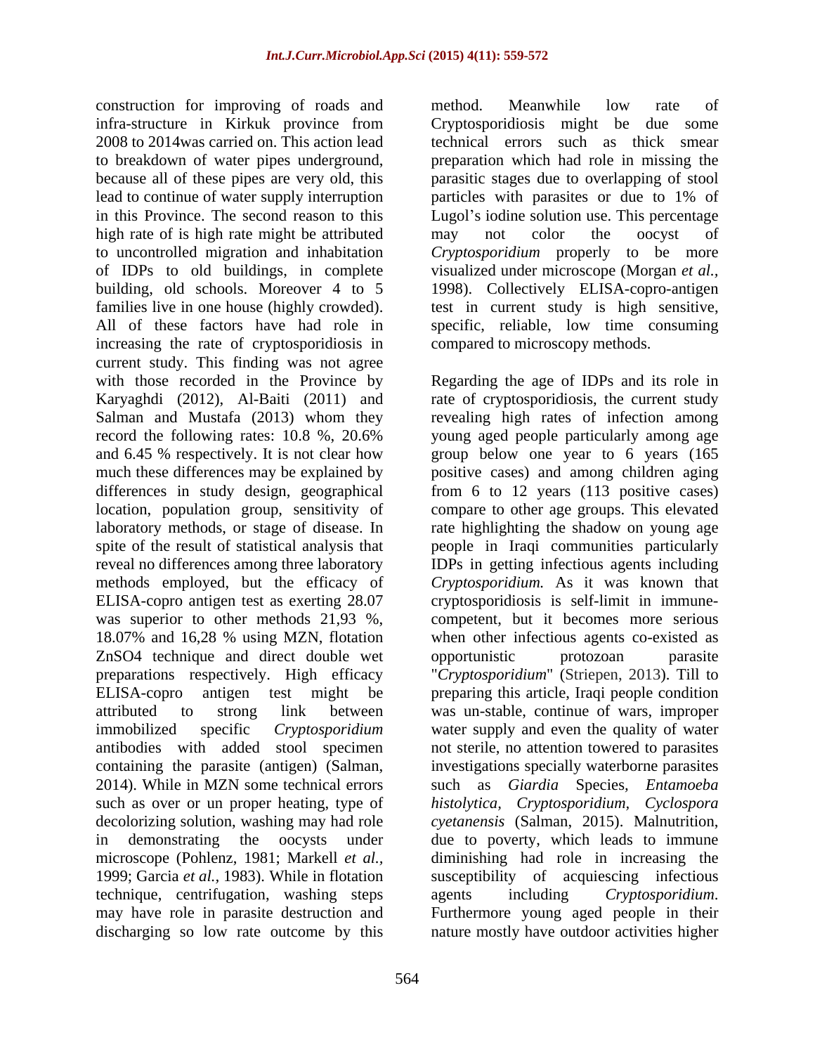construction for improving of roads and infra-structure in Kirkuk province from 2008 to 2014was carried on. This action lead to breakdown of water pipes underground, because all of these pipes are very old, this lead to continue of water supply interruption in this Province. The second reason to this high rate of is high rate might be attributed to uncontrolled migration and inhabitation of IDPs to old buildings, in complete building, old schools. Moreover 4 to 5 families live in one house (highly crowded). All of these factors have had role in increasing the rate of cryptosporidiosis in current study. This finding was not agree with those recorded in the Province by Karyaghdi (2012), Al-Baiti (2011) and Salman and Mustafa (2013) whom they record the following rates: 10.8 %, 20.6% and 6.45 % respectively. It is not clear how much these differences may be explained by differences in study design, geographical location, population group, sensitivity of laboratory methods, or stage of disease. In spite of the result of statistical analysis that reveal no differences among three laboratory methods employed, but the efficacy of ELISA-copro antigen test as exerting 28.07 was superior to other methods 21,93 %, 18.07% and 16,28 % using MZN, flotation ZnSO4 technique and direct double wet preparations respectively. High efficacy ELISA-copro antigen test might be attributed to strong link between immobilized specific *Cryptosporidium* antibodies with added stool specimen containing the parasite (antigen) (Salman, 2014). While in MZN some technical errors such as over or un proper heating, type of decolorizing solution, washing may had role in demonstrating the oocysts under microscope (Pohlenz, 1981; Markell *et al.*, 1999; Garcia *et al.*, 1983). While in flotation technique, centrifugation, washing steps may have role in parasite destruction and discharging so low rate outcome by this method. Meanwhile low rate of Cryptosporidiosis might be due some technical errors such as thick smear preparation which had role in missing the parasitic stages due to overlapping of stool particles with parasites or due to 1% of Lugol's iodine solution use. This percentage may not color the oocyst of *Cryptosporidium* properly to be more visualized under microscope (Morgan *et al.,* 1998). Collectively ELISA-copro-antigen test in current study is high sensitive, specific, reliable, low time consuming compared to microscopy methods.

Regarding the age of IDPs and its role in rate of cryptosporidiosis, the current study revealing high rates of infection among young aged people particularly among age group below one year to 6 years (165 positive cases) and among children aging from 6 to 12 years (113 positive cases) compare to other age groups. This elevated rate highlighting the shadow on young age people in Iraqi communities particularly IDPs in getting infectious agents including *Cryptosporidium.* As it was known that cryptosporidiosis is self-limit in immune-competent, but it becomes more serious when other infectious agents co-existed as opportunistic protozoan parasite "*Cryptosporidium*" (Striepen, 2013). Till to preparing this article, Iraqi people condition was un-stable, continue of wars, improper water supply and even the quality of water not sterile, no attention towered to parasites investigations specially waterborne parasites such as *Giardia* Species, *Entamoeba histolytica*, *Cryptosporidium*, *Cyclospora cyetanensis* (Salman, 2015). Malnutrition, due to poverty, which leads to immune diminishing had role in increasing the susceptibility of acquiescing infectious agents including *Cryptosporidium*. Furthermore young aged people in their nature mostly have outdoor activities higher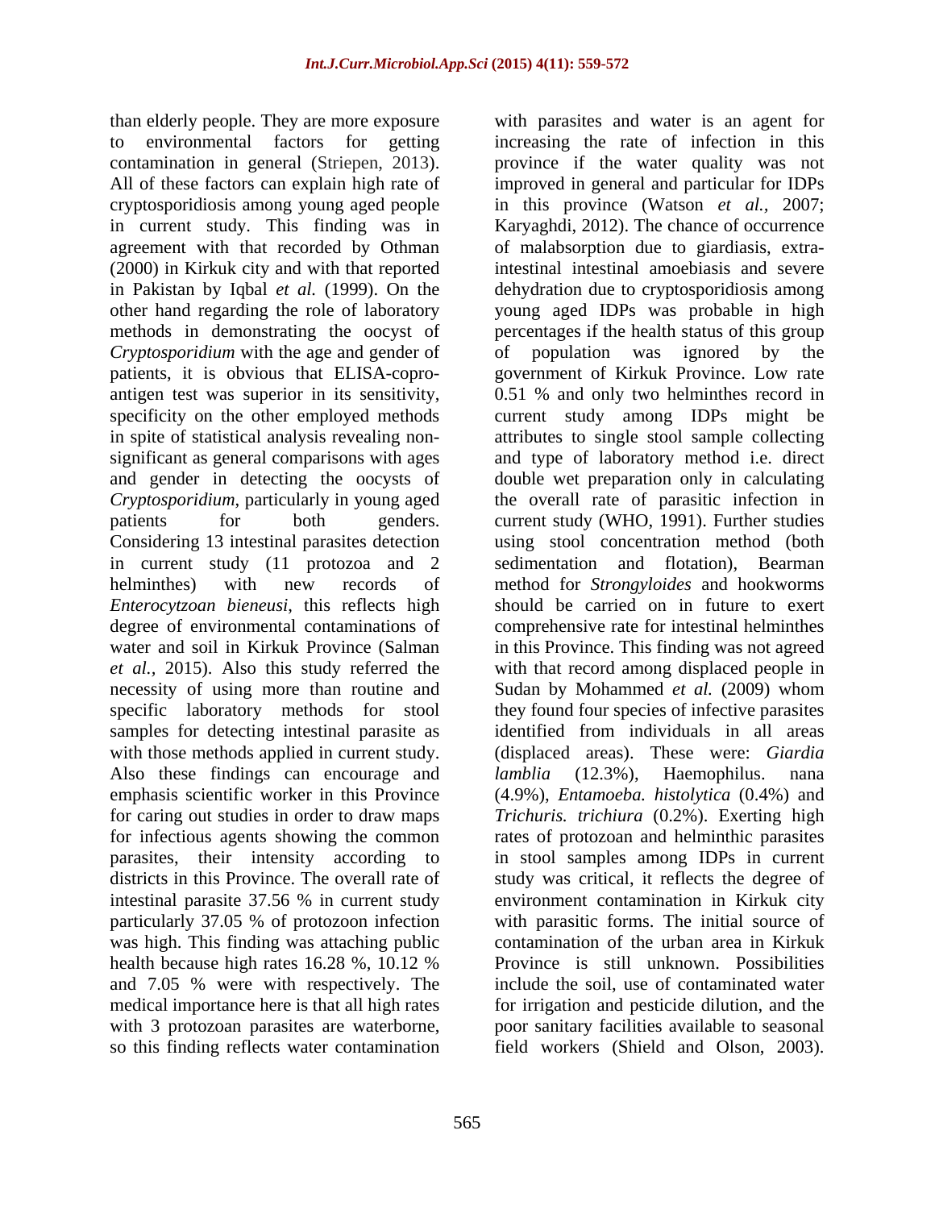than elderly people. They are more exposure to environmental factors for getting contamination in general (Striepen, 2013). All of these factors can explain high rate of cryptosporidiosis among young aged people in current study. This finding was in agreement with that recorded by Othman (2000) in Kirkuk city and with that reported in Pakistan by Iqbal *et al.* (1999). On the other hand regarding the role of laboratory methods in demonstrating the oocyst of *Cryptosporidium* with the age and gender of patients, it is obvious that ELISA-copro-antigen test was superior in its sensitivity, specificity on the other employed methods in spite of statistical analysis revealing non-significant as general comparisons with ages and gender in detecting the oocysts of *Cryptosporidium*, particularly in young aged patients for both genders. Considering 13 intestinal parasites detection in current study (11 protozoa and 2 helminthes) with new records of *Enterocytzoan bieneusi*, this reflects high degree of environmental contaminations of water and soil in Kirkuk Province (Salman *et al.,* 2015). Also this study referred the necessity of using more than routine and specific laboratory methods for stool samples for detecting intestinal parasite as with those methods applied in current study. Also these findings can encourage and emphasis scientific worker in this Province for caring out studies in order to draw maps for infectious agents showing the common parasites, their intensity according to districts in this Province. The overall rate of intestinal parasite 37.56 % in current study particularly 37.05 % of protozoon infection was high. This finding was attaching public health because high rates 16.28 %, 10.12 % and 7.05 % were with respectively. The medical importance here is that all high rates with 3 protozoan parasites are waterborne, so this finding reflects water contamination with parasites and water is an agent for increasing the rate of infection in this province if the water quality was not improved in general and particular for IDPs in this province (Watson *et al.,* 2007; Karyaghdi, 2012). The chance of occurrence of malabsorption due to giardiasis, extra-intestinal intestinal amoebiasis and severe dehydration due to cryptosporidiosis among young aged IDPs was probable in high percentages if the health status of this group of population was ignored by the government of Kirkuk Province. Low rate 0.51 % and only two helminthes record in current study among IDPs might be attributes to single stool sample collecting and type of laboratory method i.e. direct double wet preparation only in calculating the overall rate of parasitic infection in current study (WHO, 1991). Further studies using stool concentration method (both sedimentation and flotation), Bearman method for *Strongyloides* and hookworms should be carried on in future to exert comprehensive rate for intestinal helminthes in this Province. This finding was not agreed with that record among displaced people in Sudan by Mohammed *et al.* (2009) whom they found four species of infective parasites identified from individuals in all areas (displaced areas). These were: *Giardia lamblia* (12.3%), Haemophilus. nana (4.9%), *Entamoeba. histolytica* (0.4%) and *Trichuris. trichiura* (0.2%). Exerting high rates of protozoan and helminthic parasites in stool samples among IDPs in current study was critical, it reflects the degree of environment contamination in Kirkuk city with parasitic forms. The initial source of contamination of the urban area in Kirkuk Province is still unknown. Possibilities include the soil, use of contaminated water for irrigation and pesticide dilution, and the poor sanitary facilities available to seasonal field workers (Shield and Olson, 2003).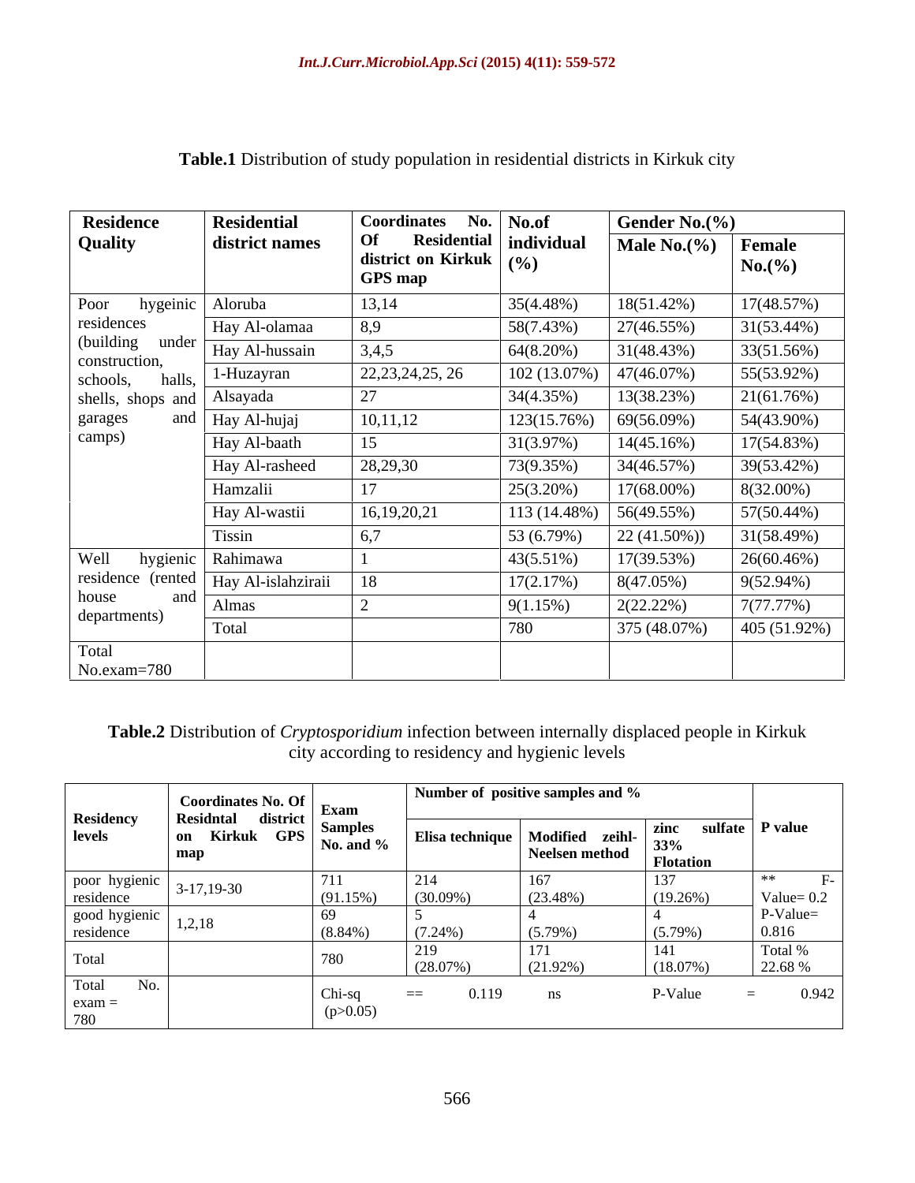**Table.1** Distribution of study population in residential districts in Kirkuk city

| Residence Quality | Residential district names | Coordinates No. Of Residential district on Kirkuk GPS map | No.of individual (%) | Gender No.(%) | |
|---|---|---|---|---|---|
| | | | | Male No.(%) | Female No.(%) |
| Poor hygeinic residences (building under construction, schools, halls, shells, shops and garages and camps) | Aloruba | 13,14 | 35(4.48%) | 18(51.42%) | 17(48.57%) |
| | Hay Al-olamaa | 8,9 | 58(7.43%) | 27(46.55%) | 31(53.44%) |
| | Hay Al-hussain | 3,4,5 | 64(8.20%) | 31(48.43%) | 33(51.56%) |
| | 1-Huzayran | 22,23,24,25, 26 | 102 (13.07%) | 47(46.07%) | 55(53.92%) |
| | Alsayada | 27 | 34(4.35%) | 13(38.23%) | 21(61.76%) |
| | Hay Al-hujaj | 10,11,12 | 123(15.76%) | 69(56.09%) | 54(43.90%) |
| | Hay Al-baath | 15 | 31(3.97%) | 14(45.16%) | 17(54.83%) |
| | Hay Al-rasheed | 28,29,30 | 73(9.35%) | 34(46.57%) | 39(53.42%) |
| | Hamzalii | 17 | 25(3.20%) | 17(68.00%) | 8(32.00%) |
| | Hay Al-wastii | 16,19,20,21 | 113 (14.48%) | 56(49.55%) | 57(50.44%) |
| | Tissin | 6,7 | 53 (6.79%) | 22 (41.50%)) | 31(58.49%) |
| Well hygienic residence (rented house and departments) | Rahimawa | 1 | 43(5.51%) | 17(39.53%) | 26(60.46%) |
| | Hay Al-islahziraii | 18 | 17(2.17%) | 8(47.05%) | 9(52.94%) |
| | Almas | 2 | 9(1.15%) | 2(22.22%) | 7(77.77%) |
| | Total | | 780 | 375 (48.07%) | 405 (51.92%) |
| Total No.exam=780 | | | | | |

**Table.2** Distribution of *Cryptosporidium* infection between internally displaced people in Kirkuk city according to residency and hygienic levels

| Residency levels | Coordinates No. Of Residntal district on Kirkuk GPS map | Exam Samples No. and % | Number of positive samples and % | | | P value |
|---|---|---|---|---|---|---|
| | | | Elisa technique | Modified zeihl-Neelsen method | zinc sulfate 33% Flotation | |
| poor hygienic residence | 3-17,19-30 | 711 (91.15%) | 214 (30.09%) | 167 (23.48%) | 137 (19.26%) | ** F-Value= 0.2 |
| good hygienic residence | 1,2,18 | 69 (8.84%) | 5 (7.24%) | 4 (5.79%) | 4 (5.79%) | P-Value= 0.816 |
| Total | | 780 | 219 (28.07%) | 171 (21.92%) | 141 (18.07%) | Total % 22.68 % |
| Total No. exam = 780 | | Chi-sq (p>0.05) | == 0.119 | ns | P-Value | = 0.942 |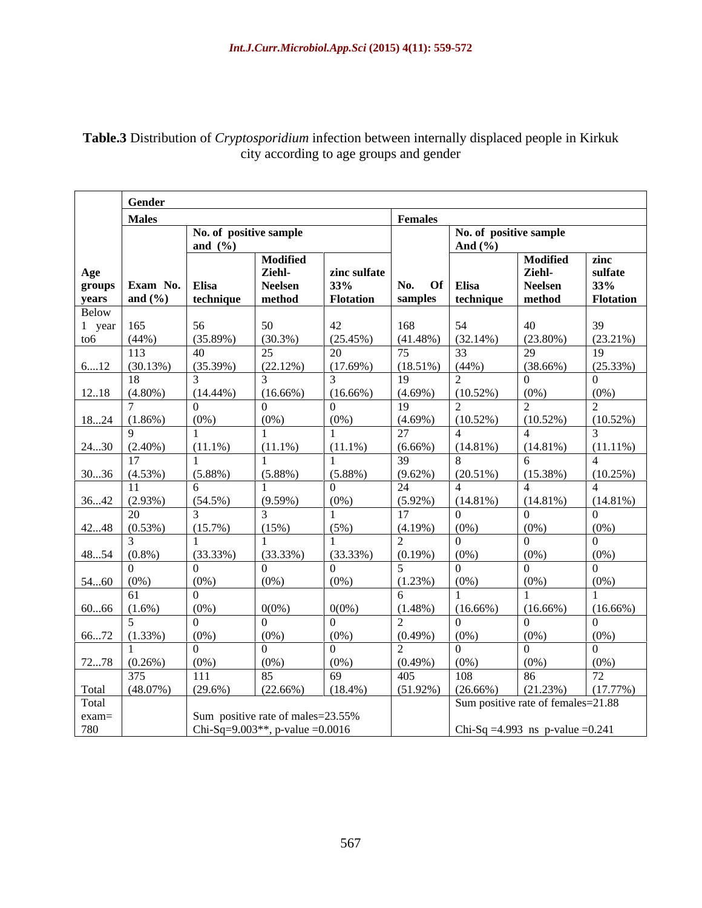**Table.3** Distribution of *Cryptosporidium* infection between internally displaced people in Kirkuk city according to age groups and gender

| | Gender | | | | | | | |
|---|---|---|---|---|---|---|---|---|
| | Males | | | | Females | | | |
| | | No. of positive sample and (%) | | | | No. of positive sample And (%) | | |
| Age groups years | Exam No. and (%) | Elisa technique | Modified Ziehl-Neelsen method | zinc sulfate 33% Flotation | No. Of samples | Elisa technique | Modified Ziehl-Neelsen method | zinc sulfate 33% Flotation |
| Below 1 year to6 | 165 (44%) | 56 (35.89%) | 50 (30.3%) | 42 (25.45%) | 168 (41.48%) | 54 (32.14%) | 40 (23.80%) | 39 (23.21%) |
| 6....12 | 113 (30.13%) | 40 (35.39%) | 25 (22.12%) | 20 (17.69%) | 75 (18.51%) | 33 (44%) | 29 (38.66%) | 19 (25.33%) |
| 12..18 | 18 (4.80%) | 3 (14.44%) | 3 (16.66%) | 3 (16.66%) | 19 (4.69%) | 2 (10.52%) | 0 (0%) | 0 (0%) |
| 18...24 | 7 (1.86%) | 0 (0%) | 0 (0%) | 0 (0%) | 19 (4.69%) | 2 (10.52%) | 2 (10.52%) | 2 (10.52%) |
| 24...30 | 9 (2.40%) | 1 (11.1%) | 1 (11.1%) | 1 (11.1%) | 27 (6.66%) | 4 (14.81%) | 4 (14.81%) | 3 (11.11%) |
| 30...36 | 17 (4.53%) | 1 (5.88%) | 1 (5.88%) | 1 (5.88%) | 39 (9.62%) | 8 (20.51%) | 6 (15.38%) | 4 (10.25%) |
| 36...42 | 11 (2.93%) | 6 (54.5%) | 1 (9.59%) | 0 (0%) | 24 (5.92%) | 4 (14.81%) | 4 (14.81%) | 4 (14.81%) |
| 42...48 | 20 (0.53%) | 3 (15.7%) | 3 (15%) | 1 (5%) | 17 (4.19%) | 0 (0%) | 0 (0%) | 0 (0%) |
| 48...54 | 3 (0.8%) | 1 (33.33%) | 1 (33.33%) | 1 (33.33%) | 2 (0.19%) | 0 (0%) | 0 (0%) | 0 (0%) |
| 54...60 | 0 (0%) | 0 (0%) | 0 (0%) | 0 (0%) | 5 (1.23%) | 0 (0%) | 0 (0%) | 0 (0%) |
| 60...66 | 61 (1.6%) | 0 (0%) | 0(0%) | 0(0%) | 6 (1.48%) | 1 (16.66%) | 1 (16.66%) | 1 (16.66%) |
| 66...72 | 5 (1.33%) | 0 (0%) | 0 (0%) | 0 (0%) | 2 (0.49%) | 0 (0%) | 0 (0%) | 0 (0%) |
| 72...78 | 1 (0.26%) | 0 (0%) | 0 (0%) | 0 (0%) | 2 (0.49%) | 0 (0%) | 0 (0%) | 0 (0%) |
| Total | 375 (48.07%) | 111 (29.6%) | 85 (22.66%) | 69 (18.4%) | 405 (51.92%) | 108 (26.66%) | 86 (21.23%) | 72 (17.77%) |
| Total exam= 780 | | Sum positive rate of males=23.55% Chi-Sq=9.003**, p-value =0.0016 | | | | Sum positive rate of females=21.88 Chi-Sq =4.993 ns p-value =0.241 | | |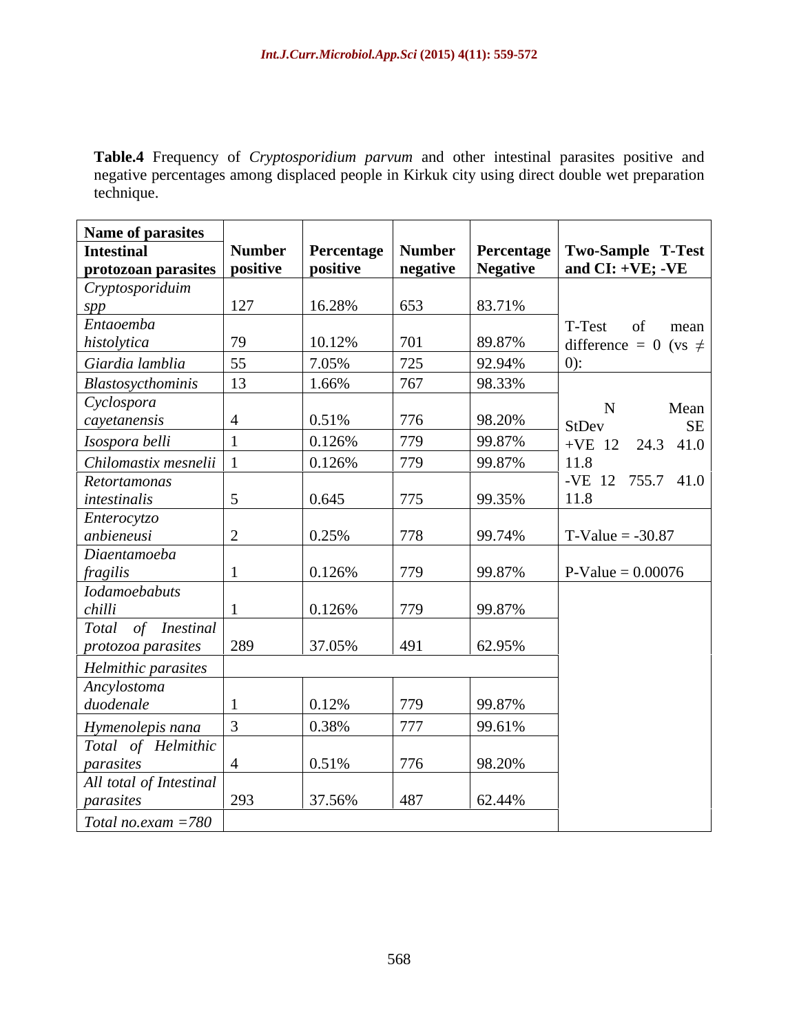**Table.4** Frequency of *Cryptosporidium parvum* and other intestinal parasites positive and negative percentages among displaced people in Kirkuk city using direct double wet preparation technique.

| Name of parasites<br>Intestinal protozoan parasites | Number positive | Percentage positive | Number negative | Percentage Negative | Two-Sample T-Test and CI: +VE; -VE |
|---|---|---|---|---|---|
| *Cryptosporiduim spp* | 127 | 16.28% | 653 | 83.71% | |
| *Entaoemba histolytica* | 79 | 10.12% | 701 | 89.87% | T-Test of mean difference = 0 (vs ≠ 0): |
| *Giardia lamblia* | 55 | 7.05% | 725 | 92.94% | |
| *Blastosycthominis* | 13 | 1.66% | 767 | 98.33% | |
| *Cyclospora cayetanensis* | 4 | 0.51% | 776 | 98.20% | N Mean StDev SE<br>+VE 12 24.3 41.0 11.8<br>-VE 12 755.7 41.0 11.8 |
| *Isospora belli* | 1 | 0.126% | 779 | 99.87% | |
| *Chilomastix mesnelii* | 1 | 0.126% | 779 | 99.87% | |
| *Retortamonas intestinalis* | 5 | 0.645 | 775 | 99.35% | |
| *Enterocytzo anbieneusi* | 2 | 0.25% | 778 | 99.74% | T-Value = -30.87 |
| *Diaentamoeba fragilis* | 1 | 0.126% | 779 | 99.87% | P-Value = 0.00076 |
| *Iodamoebabuts chilli* | 1 | 0.126% | 779 | 99.87% | |
| *Total of Inestinal protozoa parasites* | 289 | 37.05% | 491 | 62.95% | |
| *Helmithic parasites* | | | | | |
| *Ancylostoma duodenale* | 1 | 0.12% | 779 | 99.87% | |
| *Hymenolepis nana* | 3 | 0.38% | 777 | 99.61% | |
| *Total of Helmithic parasites* | 4 | 0.51% | 776 | 98.20% | |
| *All total of Intestinal parasites* | 293 | 37.56% | 487 | 62.44% | |
| *Total no.exam =780* | | | | | |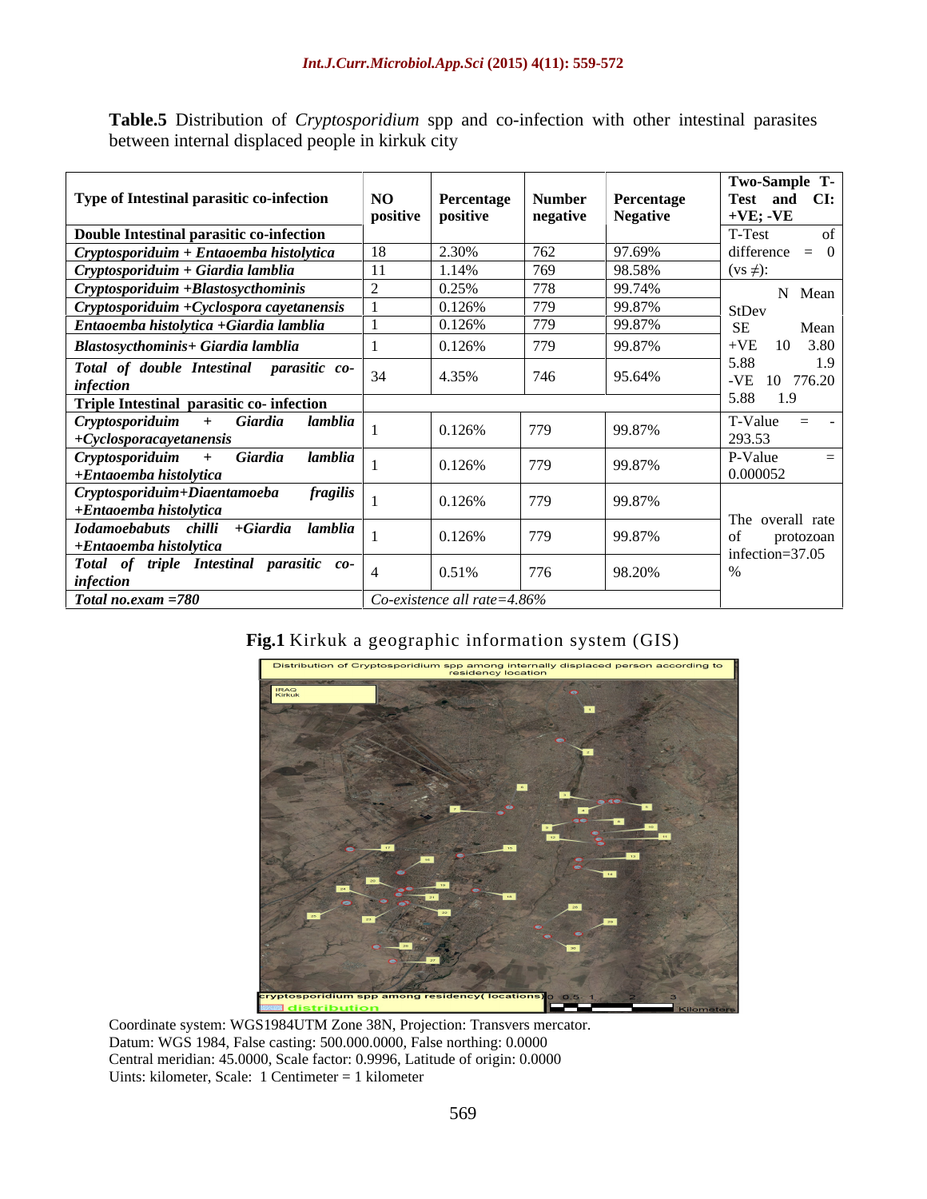**Table.5** Distribution of *Cryptosporidium* spp and co-infection with other intestinal parasites between internal displaced people in kirkuk city

| Type of Intestinal parasitic co-infection | NO positive | Percentage positive | Number negative | Percentage Negative | Two-Sample T-Test and CI: +VE; -VE |
|---|---|---|---|---|---|
| **Double Intestinal parasitic co-infection** | | | | | T-Test of difference = 0 (vs ≠): |
| ***Cryptosporiduim + Entaoemba histolytica*** | 18 | 2.30% | 762 | 97.69% | |
| ***Cryptosporiduim + Giardia lamblia*** | 11 | 1.14% | 769 | 98.58% | |
| ***Cryptosporiduim +Blastosycthominis*** | 2 | 0.25% | 778 | 99.74% | N Mean StDev SE Mean +VE 10 3.80 5.88 1.9 -VE 10 776.20 5.88 1.9 |
| ***Cryptosporiduim +Cyclospora cayetanensis*** | 1 | 0.126% | 779 | 99.87% | |
| ***Entaoemba histolytica +Giardia lamblia*** | 1 | 0.126% | 779 | 99.87% | |
| ***Blastosycthominis+ Giardia lamblia*** | 1 | 0.126% | 779 | 99.87% | |
| ***Total of double Intestinal parasitic co-infection*** | 34 | 4.35% | 746 | 95.64% | |
| **Triple Intestinal parasitic co- infection** | | | | | |
| ***Cryptosporiduim + Giardia lamblia +Cyclosporacayetanensis*** | 1 | 0.126% | 779 | 99.87% | T-Value = -293.53 |
| ***Cryptosporiduim + Giardia lamblia +Entaoemba histolytica*** | 1 | 0.126% | 779 | 99.87% | P-Value = 0.000052 |
| ***Cryptosporiduim+Diaentamoeba fragilis +Entaoemba histolytica*** | 1 | 0.126% | 779 | 99.87% | The overall rate of protozoan infection=37.05 % |
| ***Iodamoebabuts chilli +Giardia lamblia +Entaoemba histolytica*** | 1 | 0.126% | 779 | 99.87% | |
| ***Total of triple Intestinal parasitic co-infection*** | 4 | 0.51% | 776 | 98.20% | |
| ***Total no.exam =780*** | *Co-existence all rate=4.86%* | | | | |

**Fig.1** Kirkuk a geographic information system (GIS)

Coordinate system: WGS1984UTM Zone 38N, Projection: Transvers mercator.
Datum: WGS 1984, False casting: 500.000.0000, False northing: 0.0000
Central meridian: 45.0000, Scale factor: 0.9996, Latitude of origin: 0.0000
Uints: kilometer, Scale: 1 Centimeter = 1 kilometer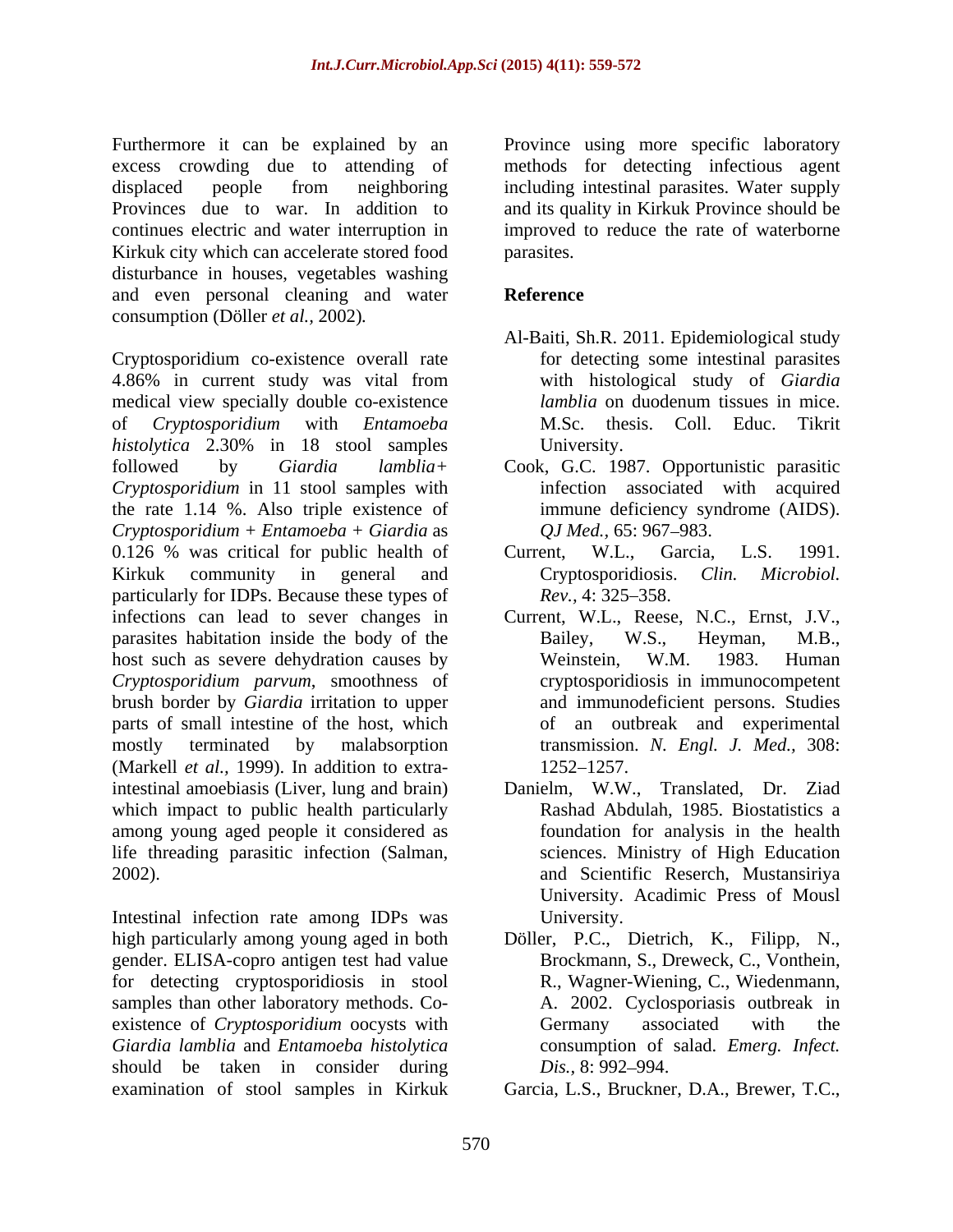Furthermore it can be explained by an excess crowding due to attending of displaced people from neighboring Provinces due to war. In addition to continues electric and water interruption in Kirkuk city which can accelerate stored food disturbance in houses, vegetables washing and even personal cleaning and water consumption (Döller *et al.,* 2002).

Cryptosporidium co-existence overall rate 4.86% in current study was vital from medical view specially double co-existence of *Cryptosporidium* with *Entamoeba histolytica* 2.30% in 18 stool samples followed by *Giardia lamblia+ Cryptosporidium* in 11 stool samples with the rate 1.14 %. Also triple existence of *Cryptosporidium* + *Entamoeba* + *Giardia* as 0.126 % was critical for public health of Kirkuk community in general and particularly for IDPs. Because these types of infections can lead to sever changes in parasites habitation inside the body of the host such as severe dehydration causes by *Cryptosporidium parvum*, smoothness of brush border by *Giardia* irritation to upper parts of small intestine of the host, which mostly terminated by malabsorption (Markell *et al.,* 1999). In addition to extra-intestinal amoebiasis (Liver, lung and brain) which impact to public health particularly among young aged people it considered as life threading parasitic infection (Salman, 2002).

Intestinal infection rate among IDPs was high particularly among young aged in both gender. ELISA-copro antigen test had value for detecting cryptosporidiosis in stool samples than other laboratory methods. Co-existence of *Cryptosporidium* oocysts with *Giardia lamblia* and *Entamoeba histolytica* should be taken in consider during examination of stool samples in Kirkuk Province using more specific laboratory methods for detecting infectious agent including intestinal parasites. Water supply and its quality in Kirkuk Province should be improved to reduce the rate of waterborne parasites.

## Reference

Al-Baiti, Sh.R. 2011. Epidemiological study for detecting some intestinal parasites with histological study of *Giardia lamblia* on duodenum tissues in mice. M.Sc. thesis. Coll. Educ. Tikrit University.

Cook, G.C. 1987. Opportunistic parasitic infection associated with acquired immune deficiency syndrome (AIDS). *QJ Med.,* 65: 967–983.

Current, W.L., Garcia, L.S. 1991. Cryptosporidiosis. *Clin. Microbiol. Rev.,* 4: 325–358.

Current, W.L., Reese, N.C., Ernst, J.V., Bailey, W.S., Heyman, M.B., Weinstein, W.M. 1983. Human cryptosporidiosis in immunocompetent and immunodeficient persons. Studies of an outbreak and experimental transmission. *N. Engl. J. Med.,* 308: 1252–1257.

Danielm, W.W., Translated, Dr. Ziad Rashad Abdulah, 1985. Biostatistics a foundation for analysis in the health sciences. Ministry of High Education and Scientific Reserch, Mustansiriya University. Acadimic Press of Mousl University.

Döller, P.C., Dietrich, K., Filipp, N., Brockmann, S., Dreweck, C., Vonthein, R., Wagner-Wiening, C., Wiedenmann, A. 2002. Cyclosporiasis outbreak in Germany associated with the consumption of salad. *Emerg. Infect. Dis.,* 8: 992–994.

Garcia, L.S., Bruckner, D.A., Brewer, T.C.,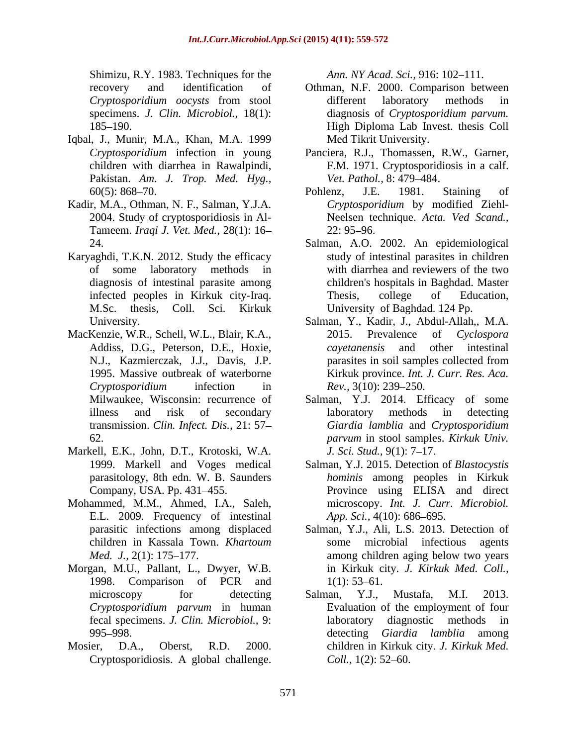Shimizu, R.Y. 1983. Techniques for the recovery and identification of *Cryptosporidium oocysts* from stool specimens. *J. Clin. Microbiol.,* 18(1): 185–190.

Iqbal, J., Munir, M.A., Khan, M.A. 1999 *Cryptosporidium* infection in young children with diarrhea in Rawalpindi, Pakistan. *Am. J. Trop. Med. Hyg.,* 60(5): 868–70.

Kadir, M.A., Othman, N. F., Salman, Y.J.A. 2004. Study of cryptosporidiosis in Al-Tameem. *Iraqi J. Vet. Med.,* 28(1): 16–24.

Karyaghdi, T.K.N. 2012. Study the efficacy of some laboratory methods in diagnosis of intestinal parasite among infected peoples in Kirkuk city-Iraq. M.Sc. thesis, Coll. Sci. Kirkuk University.

MacKenzie, W.R., Schell, W.L., Blair, K.A., Addiss, D.G., Peterson, D.E., Hoxie, N.J., Kazmierczak, J.J., Davis, J.P. 1995. Massive outbreak of waterborne *Cryptosporidium* infection in Milwaukee, Wisconsin: recurrence of illness and risk of secondary transmission. *Clin. Infect. Dis.,* 21: 57–62.

Markell, E.K., John, D.T., Krotoski, W.A. 1999. Markell and Voges medical parasitology, 8th edn. W. B. Saunders Company, USA. Pp. 431–455.

Mohammed, M.M., Ahmed, I.A., Saleh, E.L. 2009. Frequency of intestinal parasitic infections among displaced children in Kassala Town. *Khartoum Med. J.,* 2(1): 175–177.

Morgan, M.U., Pallant, L., Dwyer, W.B. 1998. Comparison of PCR and microscopy for detecting *Cryptosporidium parvum* in human fecal specimens. *J. Clin. Microbiol.,* 9: 995–998.

Mosier, D.A., Oberst, R.D. 2000. Cryptosporidiosis. A global challenge. *Ann. NY Acad. Sci.,* 916: 102–111.

Othman, N.F. 2000. Comparison between different laboratory methods in diagnosis of *Cryptosporidium parvum.* High Diploma Lab Invest. thesis Coll Med Tikrit University.

Panciera, R.J., Thomassen, R.W., Garner, F.M. 1971. Cryptosporidiosis in a calf. *Vet. Pathol.,* 8: 479–484.

Pohlenz, J.E. 1981. Staining of *Cryptosporidium* by modified Ziehl-Neelsen technique. *Acta. Ved Scand.,* 22: 95–96.

Salman, A.O. 2002. An epidemiological study of intestinal parasites in children with diarrhea and reviewers of the two children's hospitals in Baghdad. Master Thesis, college of Education, University of Baghdad. 124 Pp.

Salman, Y., Kadir, J., Abdul-Allah,, M.A. 2015. Prevalence of *Cyclospora cayetanensis* and other intestinal parasites in soil samples collected from Kirkuk province. *Int. J. Curr. Res. Aca. Rev.,* 3(10): 239–250.

Salman, Y.J. 2014. Efficacy of some laboratory methods in detecting *Giardia lamblia* and *Cryptosporidium parvum* in stool samples. *Kirkuk Univ. J. Sci. Stud.,* 9(1): 7–17.

Salman, Y.J. 2015. Detection of *Blastocystis hominis* among peoples in Kirkuk Province using ELISA and direct microscopy. *Int. J. Curr. Microbiol. App. Sci.,* 4(10): 686–695.

Salman, Y.J., Ali, L.S. 2013. Detection of some microbial infectious agents among children aging below two years in Kirkuk city. *J. Kirkuk Med. Coll.,* 1(1): 53–61.

Salman, Y.J., Mustafa, M.I. 2013. Evaluation of the employment of four laboratory diagnostic methods in detecting *Giardia lamblia* among children in Kirkuk city. *J. Kirkuk Med. Coll.,* 1(2): 52–60.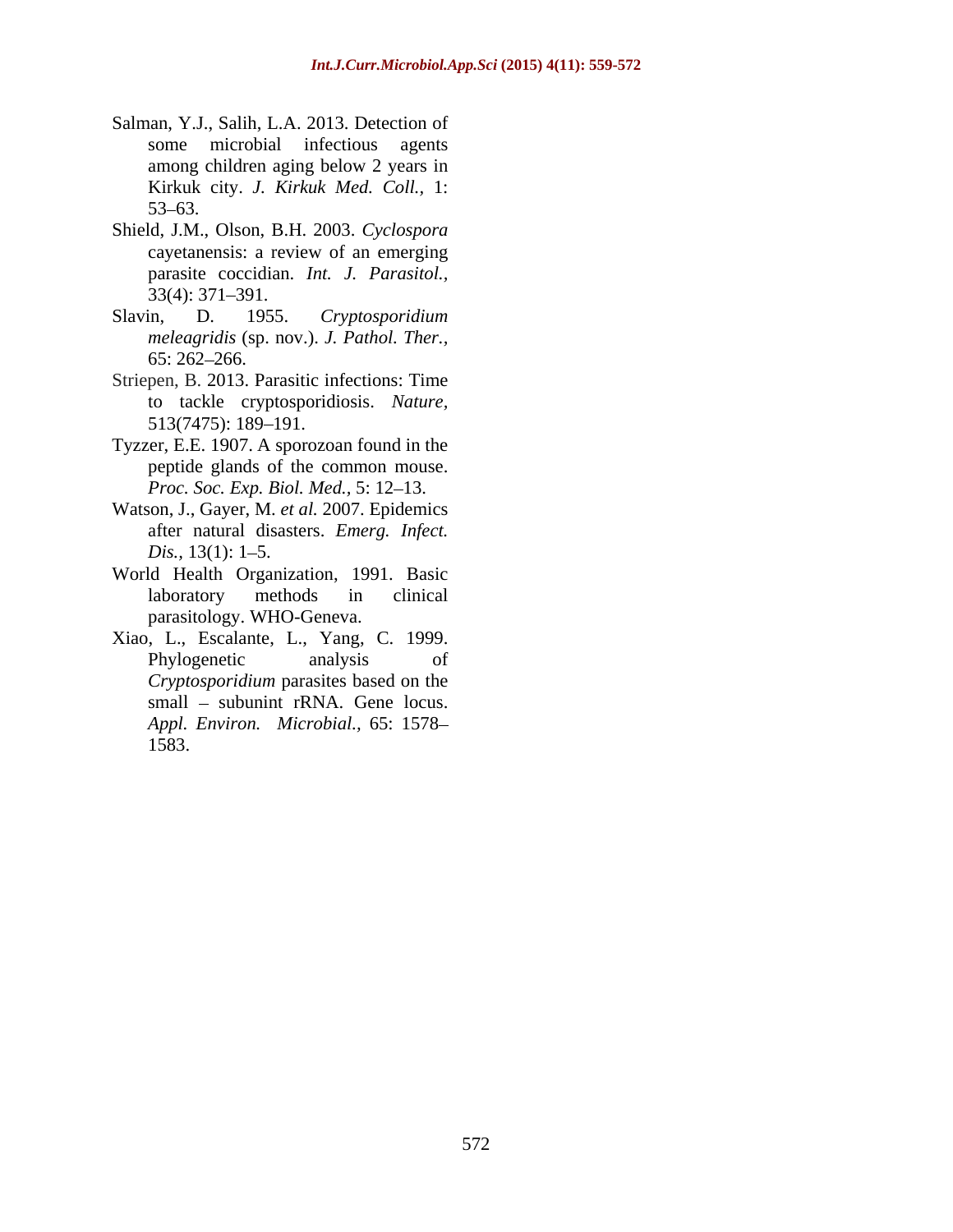Salman, Y.J., Salih, L.A. 2013. Detection of some microbial infectious agents among children aging below 2 years in Kirkuk city. *J. Kirkuk Med. Coll.,* 1: 53–63.

Shield, J.M., Olson, B.H. 2003. *Cyclospora* cayetanensis: a review of an emerging parasite coccidian. *Int. J. Parasitol.,* 33(4): 371–391.

Slavin, D. 1955. *Cryptosporidium meleagridis* (sp. nov.). *J. Pathol. Ther.,* 65: 262–266.

Striepen, B. 2013. Parasitic infections: Time to tackle cryptosporidiosis. *Nature,* 513(7475): 189–191.

Tyzzer, E.E. 1907. A sporozoan found in the peptide glands of the common mouse. *Proc. Soc. Exp. Biol. Med.*, 5: 12–13.

Watson, J., Gayer, M. *et al.* 2007. Epidemics after natural disasters. *Emerg. Infect. Dis.,* 13(1): 1–5.

World Health Organization, 1991. Basic laboratory methods in clinical parasitology. WHO-Geneva.

Xiao, L., Escalante, L., Yang, C. 1999. Phylogenetic analysis of *Cryptosporidium* parasites based on the small – subunint rRNA. Gene locus. *Appl. Environ. Microbial.,* 65: 1578–1583.